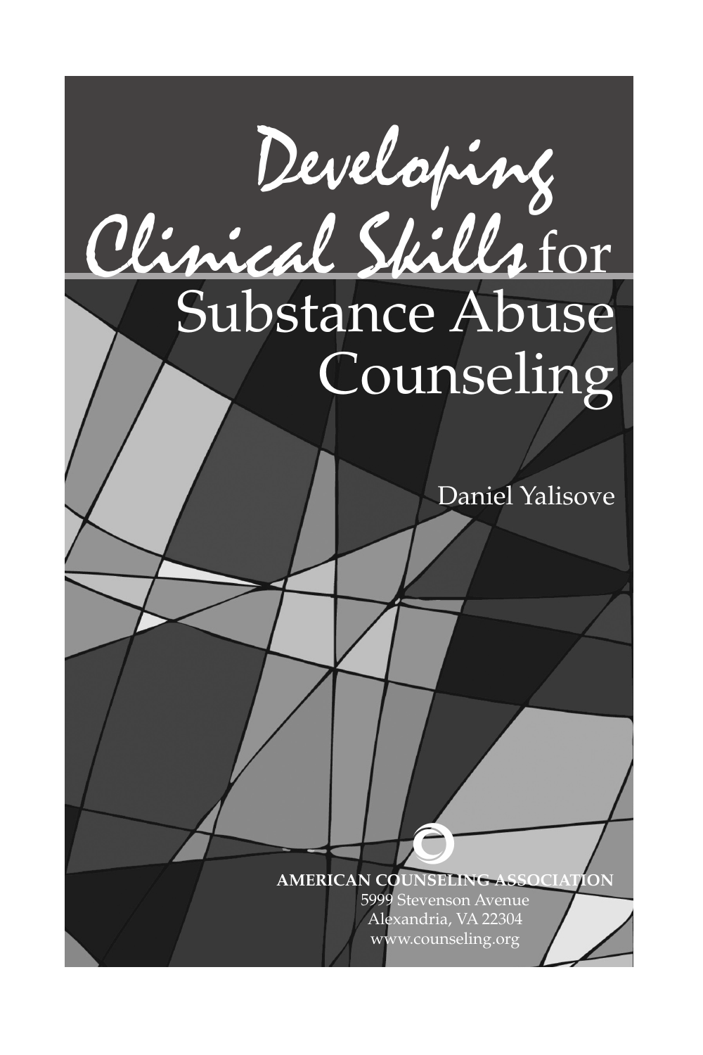# Developing Clinical Skills for Substance Abuse Counseling

Daniel Yalisove

**AMERICAN COUNSELING ASSOCIATION**

5999 Stevenson Avenue
Alexandria, VA 22304
www.counseling.org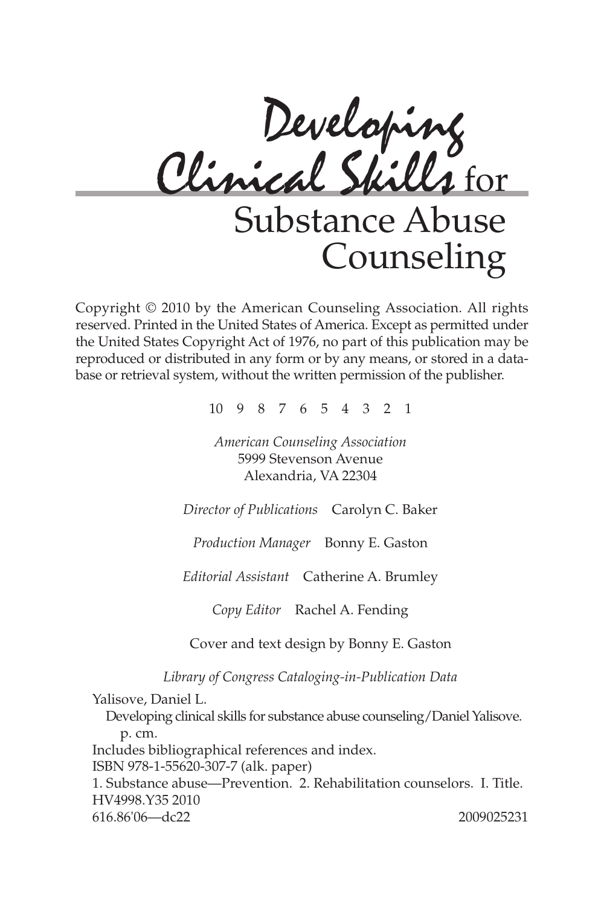# Developing Clinical Skills for Substance Abuse Counseling

Copyright © 2010 by the American Counseling Association. All rights reserved. Printed in the United States of America. Except as permitted under the United States Copyright Act of 1976, no part of this publication may be reproduced or distributed in any form or by any means, or stored in a database or retrieval system, without the written permission of the publisher.

10 9 8 7 6 5 4 3 2 1

*American Counseling Association*
5999 Stevenson Avenue
Alexandria, VA 22304

*Director of Publications* Carolyn C. Baker

*Production Manager* Bonny E. Gaston

*Editorial Assistant* Catherine A. Brumley

*Copy Editor* Rachel A. Fending

Cover and text design by Bonny E. Gaston

*Library of Congress Cataloging-in-Publication Data*

Yalisove, Daniel L.
Developing clinical skills for substance abuse counseling/Daniel Yalisove.
p. cm.
Includes bibliographical references and index.
ISBN 978-1-55620-307-7 (alk. paper)
1. Substance abuse—Prevention. 2. Rehabilitation counselors. I. Title.
HV4998.Y35 2010
616.86'06—dc22 2009025231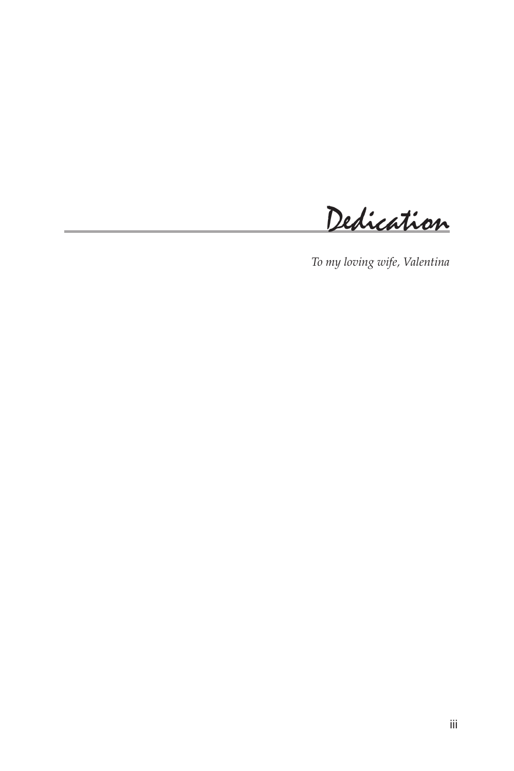# Dedication

*To my loving wife, Valentina*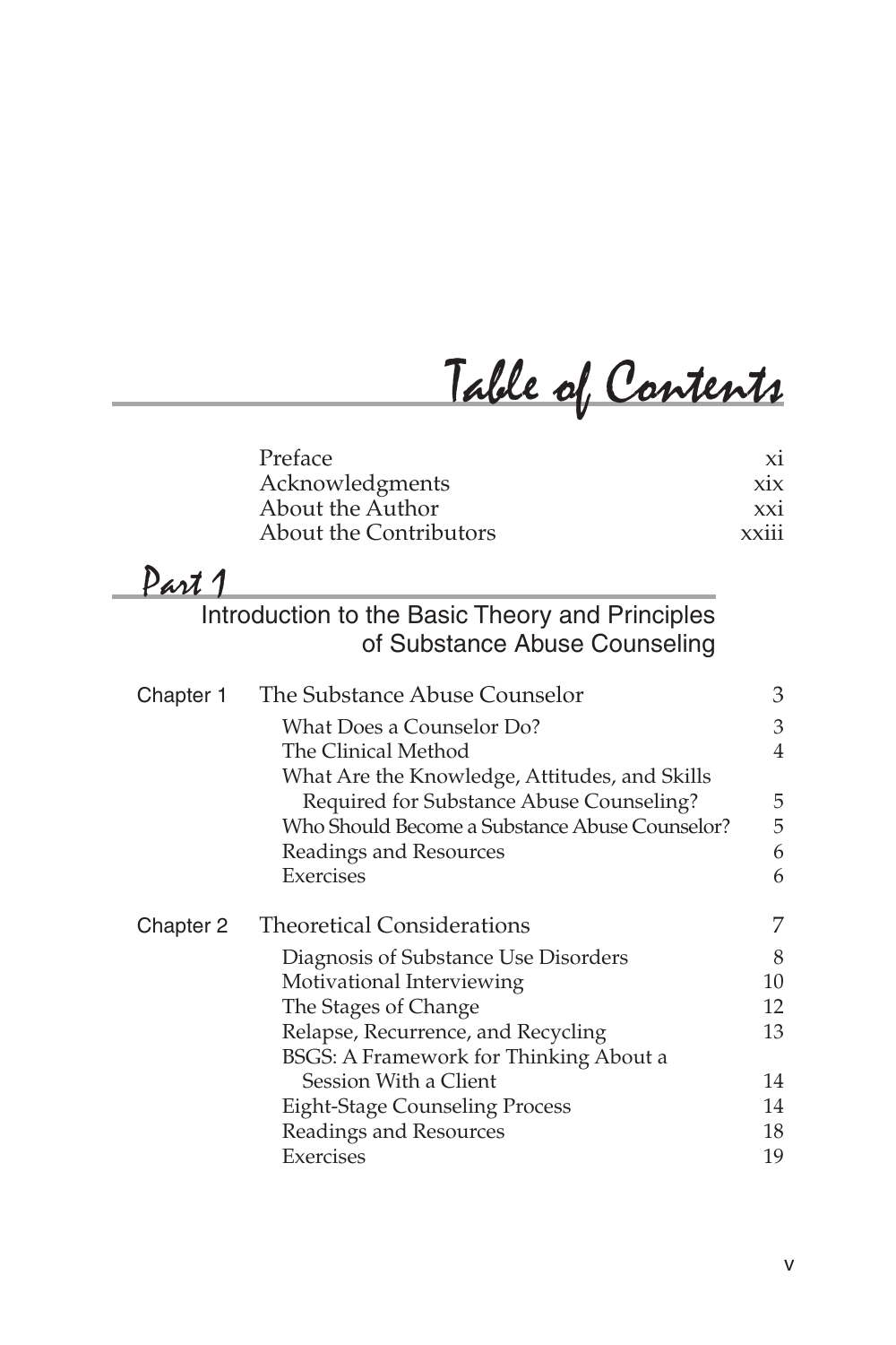# Table of Contents

| | |
|---|---|
| Preface | xi |
| Acknowledgments | xix |
| About the Author | xxi |
| About the Contributors | xxiii |

## Part 1

### Introduction to the Basic Theory and Principles of Substance Abuse Counseling

| | | |
|---|---|---|
| Chapter 1 | The Substance Abuse Counselor | 3 |
| | What Does a Counselor Do? | 3 |
| | The Clinical Method | 4 |
| | What Are the Knowledge, Attitudes, and Skills Required for Substance Abuse Counseling? | 5 |
| | Who Should Become a Substance Abuse Counselor? | 5 |
| | Readings and Resources | 6 |
| | Exercises | 6 |
| Chapter 2 | Theoretical Considerations | 7 |
| | Diagnosis of Substance Use Disorders | 8 |
| | Motivational Interviewing | 10 |
| | The Stages of Change | 12 |
| | Relapse, Recurrence, and Recycling | 13 |
| | BSGS: A Framework for Thinking About a Session With a Client | 14 |
| | Eight-Stage Counseling Process | 14 |
| | Readings and Resources | 18 |
| | Exercises | 19 |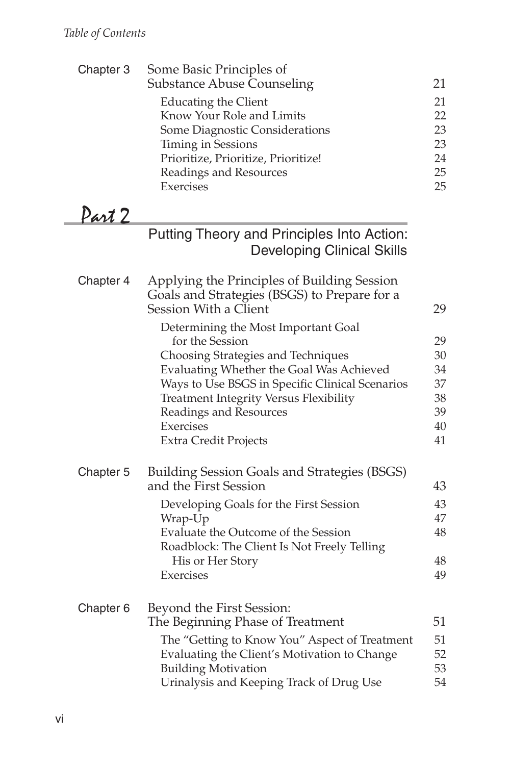| Chapter | Title | Page |
|---|---|---|
| Chapter 3 | Some Basic Principles of Substance Abuse Counseling | 21 |
| | Educating the Client | 21 |
| | Know Your Role and Limits | 22 |
| | Some Diagnostic Considerations | 23 |
| | Timing in Sessions | 23 |
| | Prioritize, Prioritize, Prioritize! | 24 |
| | Readings and Resources | 25 |
| | Exercises | 25 |

## Part 2

### Putting Theory and Principles Into Action: Developing Clinical Skills

| Chapter | Title | Page |
|---|---|---|
| Chapter 4 | Applying the Principles of Building Session Goals and Strategies (BSGS) to Prepare for a Session With a Client | 29 |
| | Determining the Most Important Goal for the Session | 29 |
| | Choosing Strategies and Techniques | 30 |
| | Evaluating Whether the Goal Was Achieved | 34 |
| | Ways to Use BSGS in Specific Clinical Scenarios | 37 |
| | Treatment Integrity Versus Flexibility | 38 |
| | Readings and Resources | 39 |
| | Exercises | 40 |
| | Extra Credit Projects | 41 |
| Chapter 5 | Building Session Goals and Strategies (BSGS) and the First Session | 43 |
| | Developing Goals for the First Session | 43 |
| | Wrap-Up | 47 |
| | Evaluate the Outcome of the Session | 48 |
| | Roadblock: The Client Is Not Freely Telling His or Her Story | 48 |
| | Exercises | 49 |
| Chapter 6 | Beyond the First Session: The Beginning Phase of Treatment | 51 |
| | The "Getting to Know You" Aspect of Treatment | 51 |
| | Evaluating the Client's Motivation to Change | 52 |
| | Building Motivation | 53 |
| | Urinalysis and Keeping Track of Drug Use | 54 |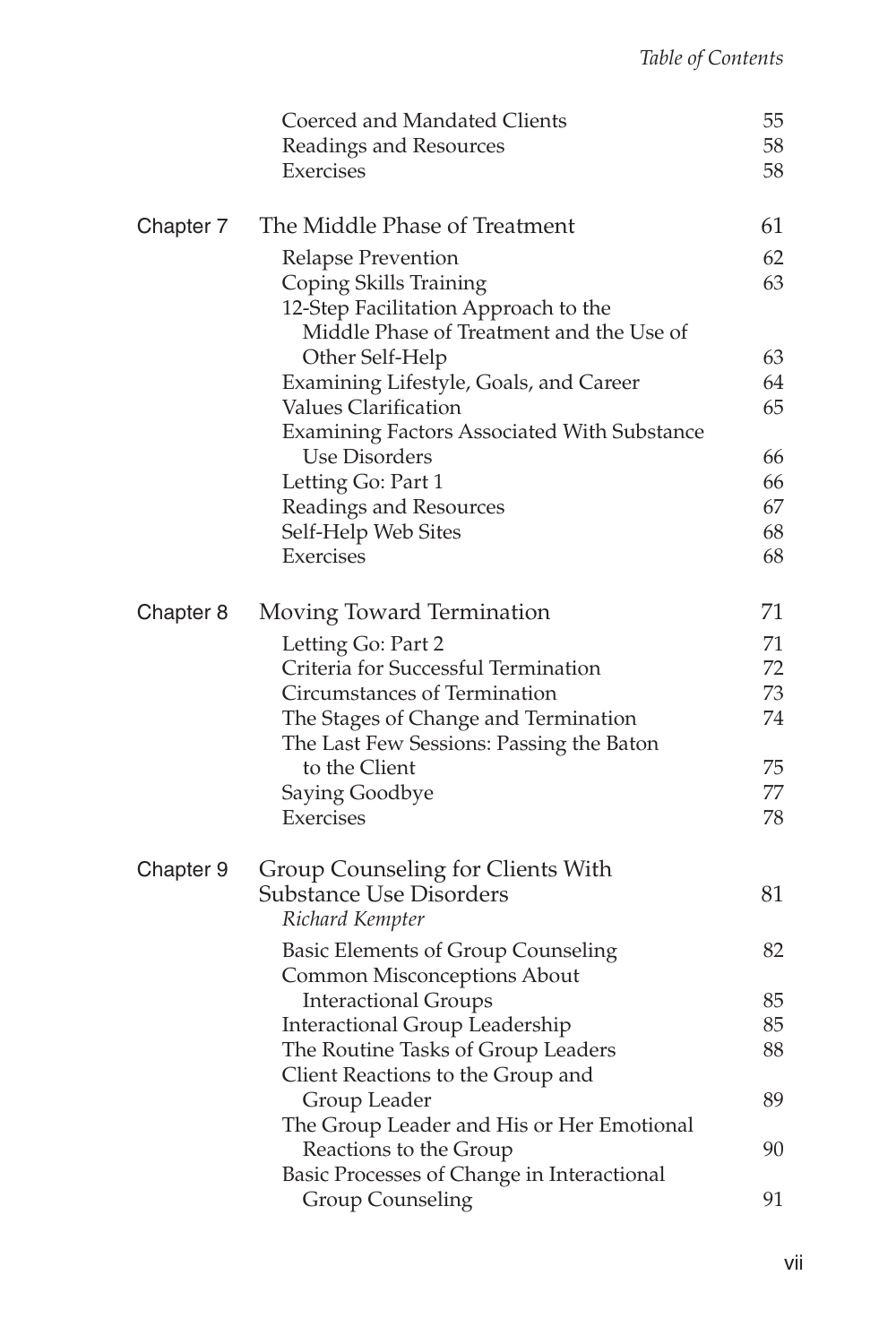| | | |
|---|---|---|
| | Coerced and Mandated Clients | 55 |
| | Readings and Resources | 58 |
| | Exercises | 58 |
| **Chapter 7** | **The Middle Phase of Treatment** | **61** |
| | Relapse Prevention | 62 |
| | Coping Skills Training | 63 |
| | 12-Step Facilitation Approach to the Middle Phase of Treatment and the Use of Other Self-Help | 63 |
| | Examining Lifestyle, Goals, and Career | 64 |
| | Values Clarification | 65 |
| | Examining Factors Associated With Substance Use Disorders | 66 |
| | Letting Go: Part 1 | 66 |
| | Readings and Resources | 67 |
| | Self-Help Web Sites | 68 |
| | Exercises | 68 |
| **Chapter 8** | **Moving Toward Termination** | **71** |
| | Letting Go: Part 2 | 71 |
| | Criteria for Successful Termination | 72 |
| | Circumstances of Termination | 73 |
| | The Stages of Change and Termination | 74 |
| | The Last Few Sessions: Passing the Baton to the Client | 75 |
| | Saying Goodbye | 77 |
| | Exercises | 78 |
| **Chapter 9** | **Group Counseling for Clients With Substance Use Disorders** *Richard Kempter* | **81** |
| | Basic Elements of Group Counseling | 82 |
| | Common Misconceptions About Interactional Groups | 85 |
| | Interactional Group Leadership | 85 |
| | The Routine Tasks of Group Leaders | 88 |
| | Client Reactions to the Group and Group Leader | 89 |
| | The Group Leader and His or Her Emotional Reactions to the Group | 90 |
| | Basic Processes of Change in Interactional Group Counseling | 91 |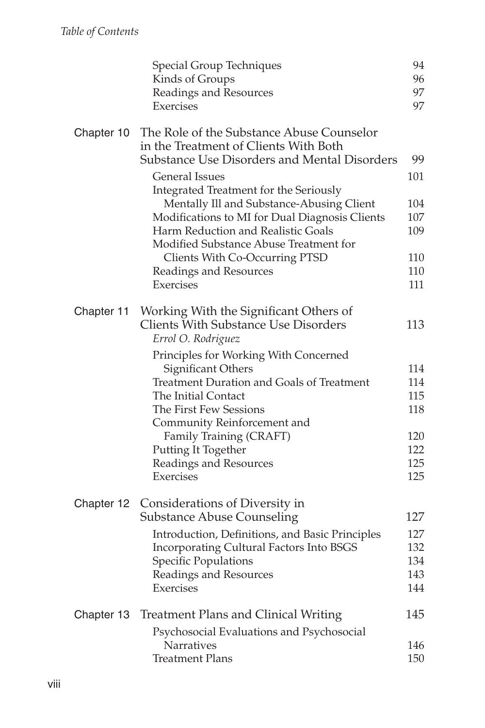| | | |
|---|---|---|
| | Special Group Techniques | 94 |
| | Kinds of Groups | 96 |
| | Readings and Resources | 97 |
| | Exercises | 97 |
| Chapter 10 | The Role of the Substance Abuse Counselor in the Treatment of Clients With Both Substance Use Disorders and Mental Disorders | 99 |
| | General Issues | 101 |
| | Integrated Treatment for the Seriously Mentally Ill and Substance-Abusing Client | 104 |
| | Modifications to MI for Dual Diagnosis Clients | 107 |
| | Harm Reduction and Realistic Goals | 109 |
| | Modified Substance Abuse Treatment for Clients With Co-Occurring PTSD | 110 |
| | Readings and Resources | 110 |
| | Exercises | 111 |
| Chapter 11 | Working With the Significant Others of Clients With Substance Use Disorders *Errol O. Rodriguez* | 113 |
| | Principles for Working With Concerned Significant Others | 114 |
| | Treatment Duration and Goals of Treatment | 114 |
| | The Initial Contact | 115 |
| | The First Few Sessions | 118 |
| | Community Reinforcement and Family Training (CRAFT) | 120 |
| | Putting It Together | 122 |
| | Readings and Resources | 125 |
| | Exercises | 125 |
| Chapter 12 | Considerations of Diversity in Substance Abuse Counseling | 127 |
| | Introduction, Definitions, and Basic Principles | 127 |
| | Incorporating Cultural Factors Into BSGS | 132 |
| | Specific Populations | 134 |
| | Readings and Resources | 143 |
| | Exercises | 144 |
| Chapter 13 | Treatment Plans and Clinical Writing | 145 |
| | Psychosocial Evaluations and Psychosocial Narratives | 146 |
| | Treatment Plans | 150 |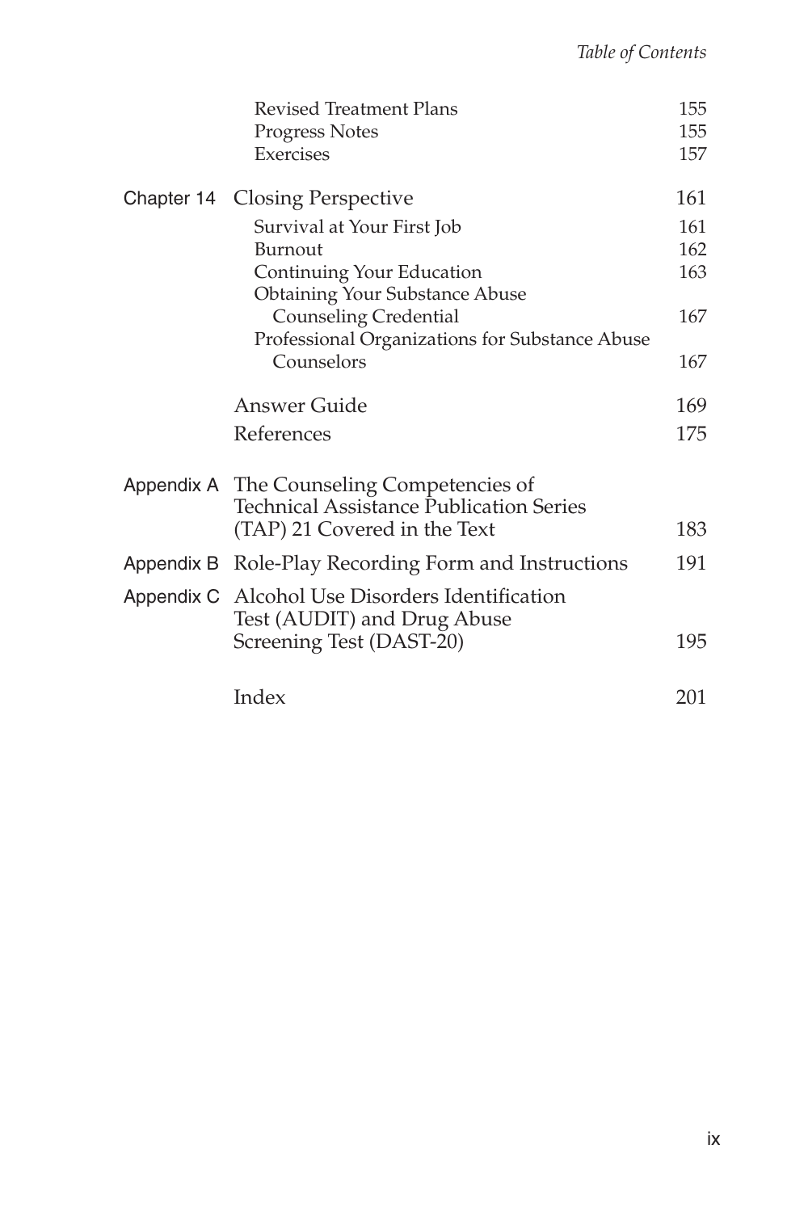| | | |
|---|---|---|
| | Revised Treatment Plans | 155 |
| | Progress Notes | 155 |
| | Exercises | 157 |
| Chapter 14 | Closing Perspective | 161 |
| | Survival at Your First Job | 161 |
| | Burnout | 162 |
| | Continuing Your Education | 163 |
| | Obtaining Your Substance Abuse Counseling Credential | 167 |
| | Professional Organizations for Substance Abuse Counselors | 167 |
| | Answer Guide | 169 |
| | References | 175 |
| Appendix A | The Counseling Competencies of Technical Assistance Publication Series (TAP) 21 Covered in the Text | 183 |
| Appendix B | Role-Play Recording Form and Instructions | 191 |
| Appendix C | Alcohol Use Disorders Identification Test (AUDIT) and Drug Abuse Screening Test (DAST-20) | 195 |
| | Index | 201 |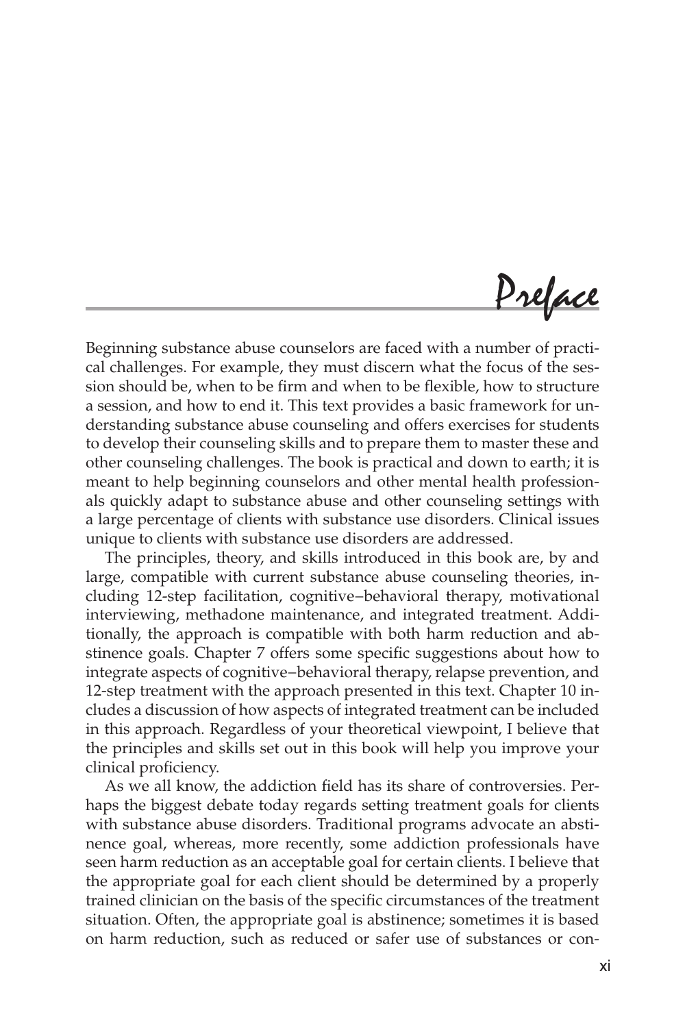# Preface

Beginning substance abuse counselors are faced with a number of practical challenges. For example, they must discern what the focus of the session should be, when to be firm and when to be flexible, how to structure a session, and how to end it. This text provides a basic framework for understanding substance abuse counseling and offers exercises for students to develop their counseling skills and to prepare them to master these and other counseling challenges. The book is practical and down to earth; it is meant to help beginning counselors and other mental health professionals quickly adapt to substance abuse and other counseling settings with a large percentage of clients with substance use disorders. Clinical issues unique to clients with substance use disorders are addressed.

The principles, theory, and skills introduced in this book are, by and large, compatible with current substance abuse counseling theories, including 12-step facilitation, cognitive–behavioral therapy, motivational interviewing, methadone maintenance, and integrated treatment. Additionally, the approach is compatible with both harm reduction and abstinence goals. Chapter 7 offers some specific suggestions about how to integrate aspects of cognitive–behavioral therapy, relapse prevention, and 12-step treatment with the approach presented in this text. Chapter 10 includes a discussion of how aspects of integrated treatment can be included in this approach. Regardless of your theoretical viewpoint, I believe that the principles and skills set out in this book will help you improve your clinical proficiency.

As we all know, the addiction field has its share of controversies. Perhaps the biggest debate today regards setting treatment goals for clients with substance abuse disorders. Traditional programs advocate an abstinence goal, whereas, more recently, some addiction professionals have seen harm reduction as an acceptable goal for certain clients. I believe that the appropriate goal for each client should be determined by a properly trained clinician on the basis of the specific circumstances of the treatment situation. Often, the appropriate goal is abstinence; sometimes it is based on harm reduction, such as reduced or safer use of substances or con-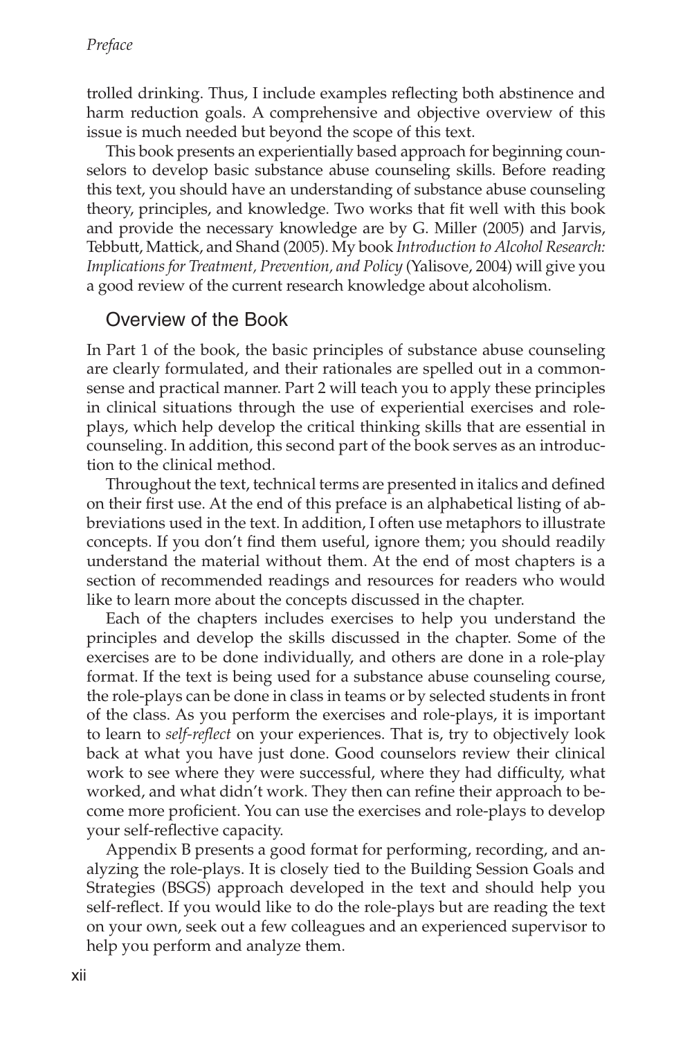trolled drinking. Thus, I include examples reflecting both abstinence and harm reduction goals. A comprehensive and objective overview of this issue is much needed but beyond the scope of this text.

This book presents an experientially based approach for beginning counselors to develop basic substance abuse counseling skills. Before reading this text, you should have an understanding of substance abuse counseling theory, principles, and knowledge. Two works that fit well with this book and provide the necessary knowledge are by G. Miller (2005) and Jarvis, Tebbutt, Mattick, and Shand (2005). My book *Introduction to Alcohol Research: Implications for Treatment, Prevention, and Policy* (Yalisove, 2004) will give you a good review of the current research knowledge about alcoholism.

## Overview of the Book

In Part 1 of the book, the basic principles of substance abuse counseling are clearly formulated, and their rationales are spelled out in a commonsense and practical manner. Part 2 will teach you to apply these principles in clinical situations through the use of experiential exercises and role-plays, which help develop the critical thinking skills that are essential in counseling. In addition, this second part of the book serves as an introduction to the clinical method.

Throughout the text, technical terms are presented in italics and defined on their first use. At the end of this preface is an alphabetical listing of abbreviations used in the text. In addition, I often use metaphors to illustrate concepts. If you don't find them useful, ignore them; you should readily understand the material without them. At the end of most chapters is a section of recommended readings and resources for readers who would like to learn more about the concepts discussed in the chapter.

Each of the chapters includes exercises to help you understand the principles and develop the skills discussed in the chapter. Some of the exercises are to be done individually, and others are done in a role-play format. If the text is being used for a substance abuse counseling course, the role-plays can be done in class in teams or by selected students in front of the class. As you perform the exercises and role-plays, it is important to learn to *self-reflect* on your experiences. That is, try to objectively look back at what you have just done. Good counselors review their clinical work to see where they were successful, where they had difficulty, what worked, and what didn't work. They then can refine their approach to become more proficient. You can use the exercises and role-plays to develop your self-reflective capacity.

Appendix B presents a good format for performing, recording, and analyzing the role-plays. It is closely tied to the Building Session Goals and Strategies (BSGS) approach developed in the text and should help you self-reflect. If you would like to do the role-plays but are reading the text on your own, seek out a few colleagues and an experienced supervisor to help you perform and analyze them.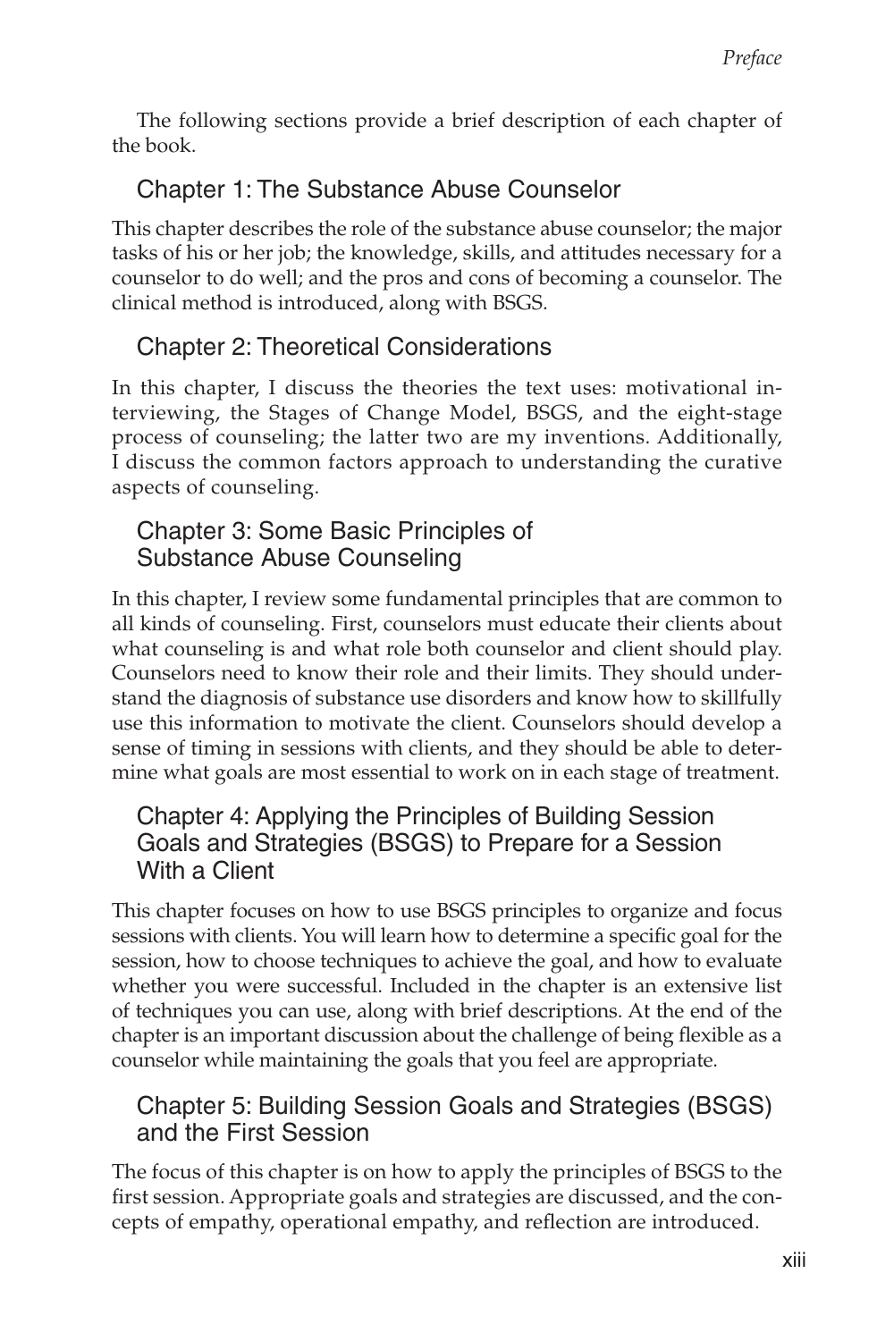The following sections provide a brief description of each chapter of the book.

## Chapter 1: The Substance Abuse Counselor

This chapter describes the role of the substance abuse counselor; the major tasks of his or her job; the knowledge, skills, and attitudes necessary for a counselor to do well; and the pros and cons of becoming a counselor. The clinical method is introduced, along with BSGS.

## Chapter 2: Theoretical Considerations

In this chapter, I discuss the theories the text uses: motivational interviewing, the Stages of Change Model, BSGS, and the eight-stage process of counseling; the latter two are my inventions. Additionally, I discuss the common factors approach to understanding the curative aspects of counseling.

## Chapter 3: Some Basic Principles of Substance Abuse Counseling

In this chapter, I review some fundamental principles that are common to all kinds of counseling. First, counselors must educate their clients about what counseling is and what role both counselor and client should play. Counselors need to know their role and their limits. They should understand the diagnosis of substance use disorders and know how to skillfully use this information to motivate the client. Counselors should develop a sense of timing in sessions with clients, and they should be able to determine what goals are most essential to work on in each stage of treatment.

## Chapter 4: Applying the Principles of Building Session Goals and Strategies (BSGS) to Prepare for a Session With a Client

This chapter focuses on how to use BSGS principles to organize and focus sessions with clients. You will learn how to determine a specific goal for the session, how to choose techniques to achieve the goal, and how to evaluate whether you were successful. Included in the chapter is an extensive list of techniques you can use, along with brief descriptions. At the end of the chapter is an important discussion about the challenge of being flexible as a counselor while maintaining the goals that you feel are appropriate.

## Chapter 5: Building Session Goals and Strategies (BSGS) and the First Session

The focus of this chapter is on how to apply the principles of BSGS to the first session. Appropriate goals and strategies are discussed, and the concepts of empathy, operational empathy, and reflection are introduced.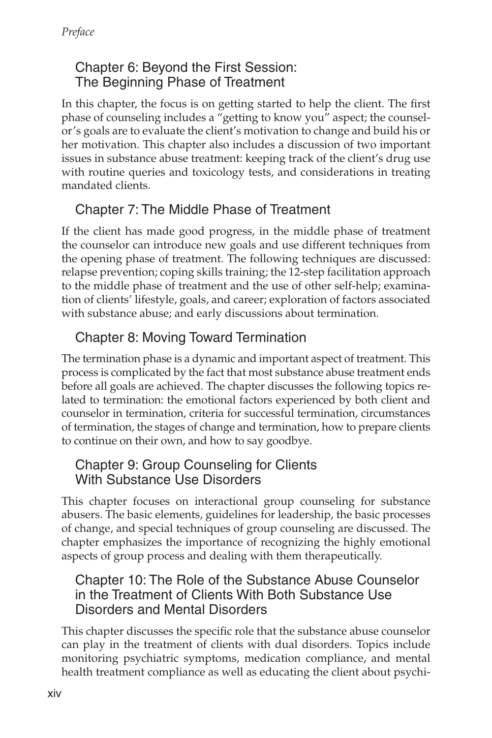## Chapter 6: Beyond the First Session: The Beginning Phase of Treatment

In this chapter, the focus is on getting started to help the client. The first phase of counseling includes a "getting to know you" aspect; the counselor's goals are to evaluate the client's motivation to change and build his or her motivation. This chapter also includes a discussion of two important issues in substance abuse treatment: keeping track of the client's drug use with routine queries and toxicology tests, and considerations in treating mandated clients.

## Chapter 7: The Middle Phase of Treatment

If the client has made good progress, in the middle phase of treatment the counselor can introduce new goals and use different techniques from the opening phase of treatment. The following techniques are discussed: relapse prevention; coping skills training; the 12-step facilitation approach to the middle phase of treatment and the use of other self-help; examination of clients' lifestyle, goals, and career; exploration of factors associated with substance abuse; and early discussions about termination.

## Chapter 8: Moving Toward Termination

The termination phase is a dynamic and important aspect of treatment. This process is complicated by the fact that most substance abuse treatment ends before all goals are achieved. The chapter discusses the following topics related to termination: the emotional factors experienced by both client and counselor in termination, criteria for successful termination, circumstances of termination, the stages of change and termination, how to prepare clients to continue on their own, and how to say goodbye.

## Chapter 9: Group Counseling for Clients With Substance Use Disorders

This chapter focuses on interactional group counseling for substance abusers. The basic elements, guidelines for leadership, the basic processes of change, and special techniques of group counseling are discussed. The chapter emphasizes the importance of recognizing the highly emotional aspects of group process and dealing with them therapeutically.

## Chapter 10: The Role of the Substance Abuse Counselor in the Treatment of Clients With Both Substance Use Disorders and Mental Disorders

This chapter discusses the specific role that the substance abuse counselor can play in the treatment of clients with dual disorders. Topics include monitoring psychiatric symptoms, medication compliance, and mental health treatment compliance as well as educating the client about psychi-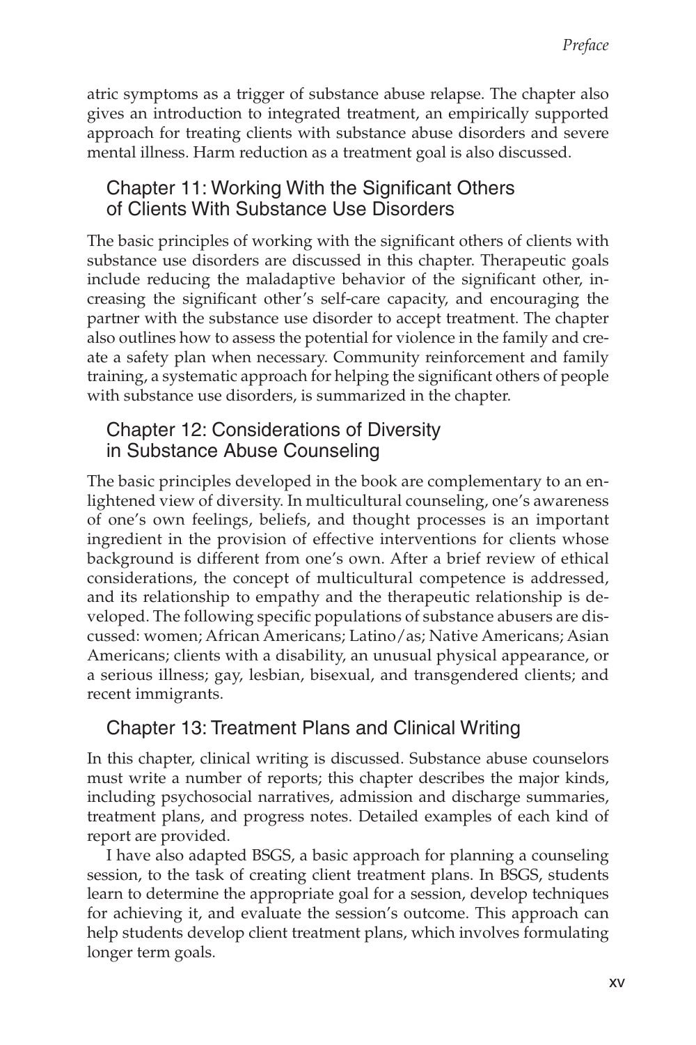atric symptoms as a trigger of substance abuse relapse. The chapter also gives an introduction to integrated treatment, an empirically supported approach for treating clients with substance abuse disorders and severe mental illness. Harm reduction as a treatment goal is also discussed.

### Chapter 11: Working With the Significant Others of Clients With Substance Use Disorders

The basic principles of working with the significant others of clients with substance use disorders are discussed in this chapter. Therapeutic goals include reducing the maladaptive behavior of the significant other, increasing the significant other's self-care capacity, and encouraging the partner with the substance use disorder to accept treatment. The chapter also outlines how to assess the potential for violence in the family and create a safety plan when necessary. Community reinforcement and family training, a systematic approach for helping the significant others of people with substance use disorders, is summarized in the chapter.

### Chapter 12: Considerations of Diversity in Substance Abuse Counseling

The basic principles developed in the book are complementary to an enlightened view of diversity. In multicultural counseling, one's awareness of one's own feelings, beliefs, and thought processes is an important ingredient in the provision of effective interventions for clients whose background is different from one's own. After a brief review of ethical considerations, the concept of multicultural competence is addressed, and its relationship to empathy and the therapeutic relationship is developed. The following specific populations of substance abusers are discussed: women; African Americans; Latino/as; Native Americans; Asian Americans; clients with a disability, an unusual physical appearance, or a serious illness; gay, lesbian, bisexual, and transgendered clients; and recent immigrants.

### Chapter 13: Treatment Plans and Clinical Writing

In this chapter, clinical writing is discussed. Substance abuse counselors must write a number of reports; this chapter describes the major kinds, including psychosocial narratives, admission and discharge summaries, treatment plans, and progress notes. Detailed examples of each kind of report are provided.

I have also adapted BSGS, a basic approach for planning a counseling session, to the task of creating client treatment plans. In BSGS, students learn to determine the appropriate goal for a session, develop techniques for achieving it, and evaluate the session's outcome. This approach can help students develop client treatment plans, which involves formulating longer term goals.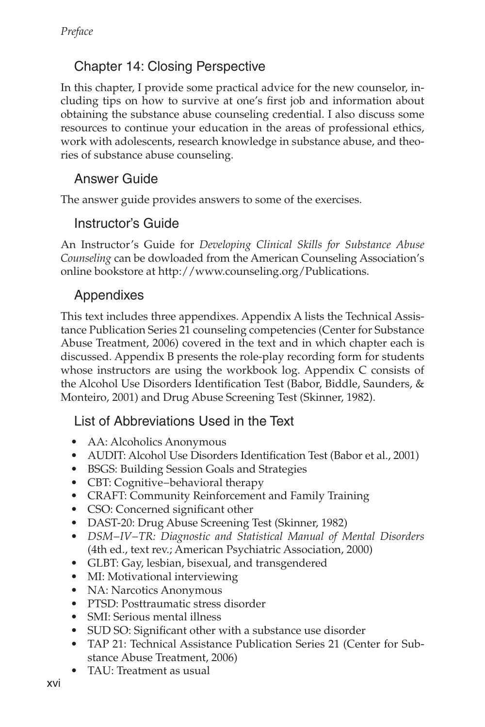## Chapter 14: Closing Perspective

In this chapter, I provide some practical advice for the new counselor, including tips on how to survive at one's first job and information about obtaining the substance abuse counseling credential. I also discuss some resources to continue your education in the areas of professional ethics, work with adolescents, research knowledge in substance abuse, and theories of substance abuse counseling.

## Answer Guide

The answer guide provides answers to some of the exercises.

## Instructor's Guide

An Instructor's Guide for *Developing Clinical Skills for Substance Abuse Counseling* can be dowloaded from the American Counseling Association's online bookstore at http://www.counseling.org/Publications.

## Appendixes

This text includes three appendixes. Appendix A lists the Technical Assistance Publication Series 21 counseling competencies (Center for Substance Abuse Treatment, 2006) covered in the text and in which chapter each is discussed. Appendix B presents the role-play recording form for students whose instructors are using the workbook log. Appendix C consists of the Alcohol Use Disorders Identification Test (Babor, Biddle, Saunders, & Monteiro, 2001) and Drug Abuse Screening Test (Skinner, 1982).

## List of Abbreviations Used in the Text

- AA: Alcoholics Anonymous
- AUDIT: Alcohol Use Disorders Identification Test (Babor et al., 2001)
- BSGS: Building Session Goals and Strategies
- CBT: Cognitive–behavioral therapy
- CRAFT: Community Reinforcement and Family Training
- CSO: Concerned significant other
- DAST-20: Drug Abuse Screening Test (Skinner, 1982)
- *DSM–IV–TR: Diagnostic and Statistical Manual of Mental Disorders* (4th ed., text rev.; American Psychiatric Association, 2000)
- GLBT: Gay, lesbian, bisexual, and transgendered
- MI: Motivational interviewing
- NA: Narcotics Anonymous
- PTSD: Posttraumatic stress disorder
- SMI: Serious mental illness
- SUD SO: Significant other with a substance use disorder
- TAP 21: Technical Assistance Publication Series 21 (Center for Substance Abuse Treatment, 2006)
- TAU: Treatment as usual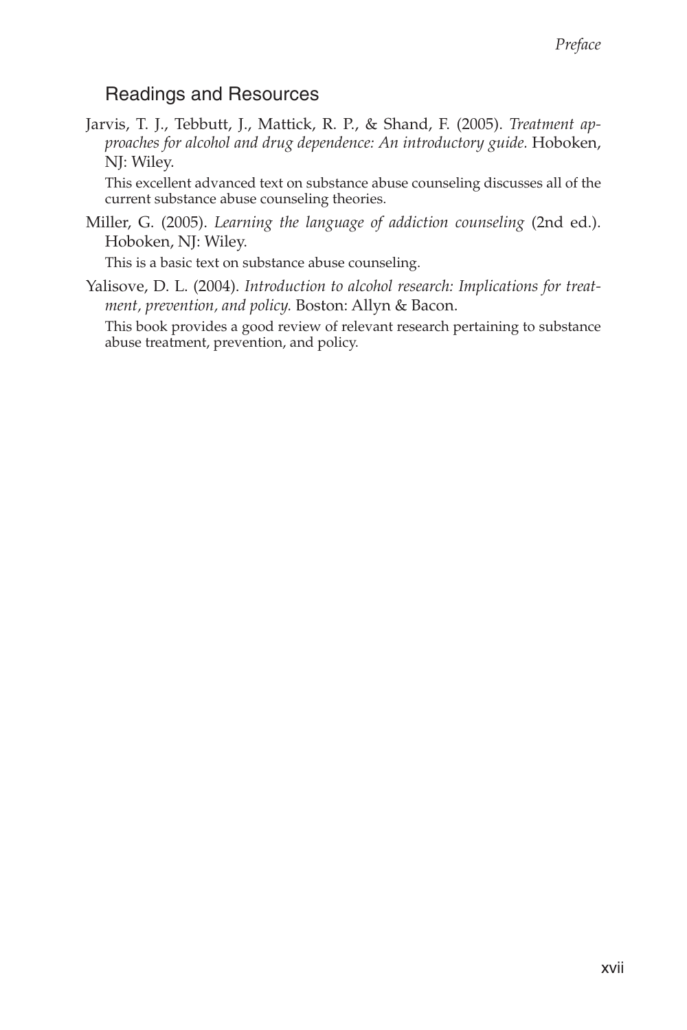## Readings and Resources

Jarvis, T. J., Tebbutt, J., Mattick, R. P., & Shand, F. (2005). *Treatment approaches for alcohol and drug dependence: An introductory guide.* Hoboken, NJ: Wiley.

This excellent advanced text on substance abuse counseling discusses all of the current substance abuse counseling theories.

Miller, G. (2005). *Learning the language of addiction counseling* (2nd ed.). Hoboken, NJ: Wiley.

This is a basic text on substance abuse counseling.

Yalisove, D. L. (2004). *Introduction to alcohol research: Implications for treatment, prevention, and policy.* Boston: Allyn & Bacon.

This book provides a good review of relevant research pertaining to substance abuse treatment, prevention, and policy.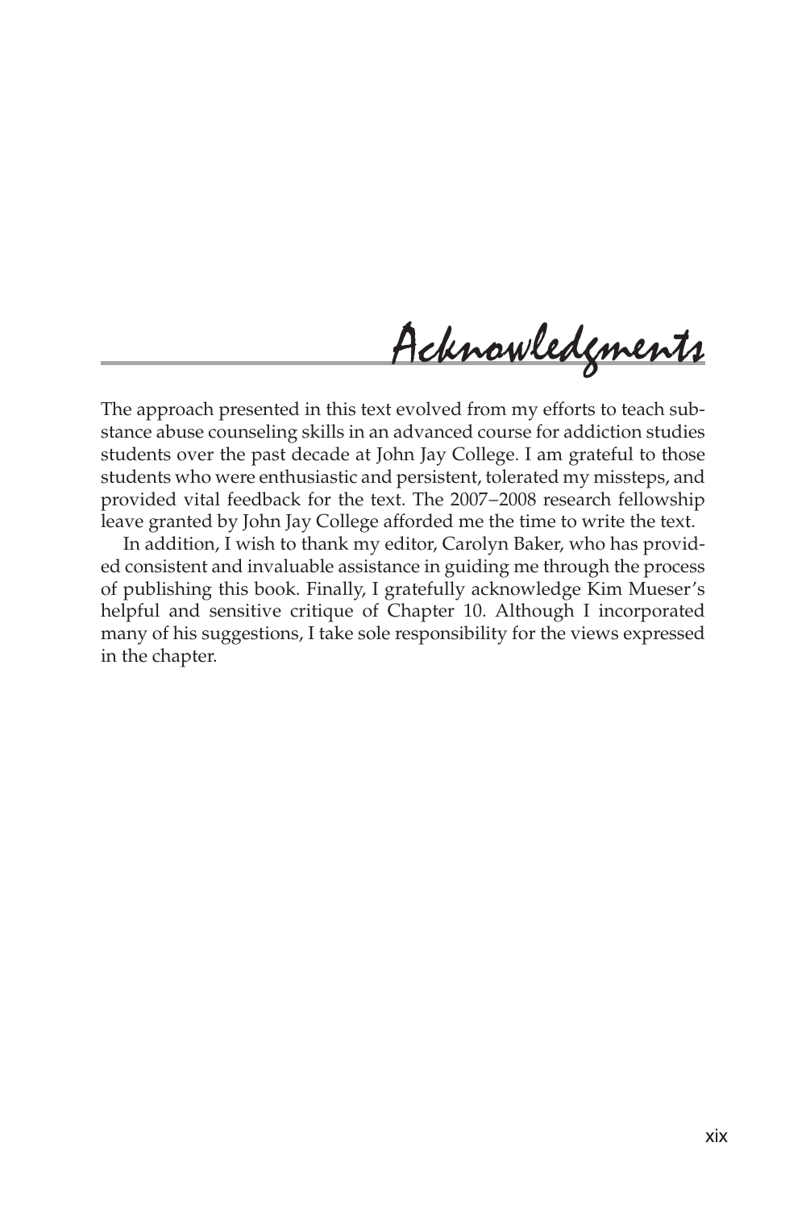# Acknowledgments

The approach presented in this text evolved from my efforts to teach substance abuse counseling skills in an advanced course for addiction studies students over the past decade at John Jay College. I am grateful to those students who were enthusiastic and persistent, tolerated my missteps, and provided vital feedback for the text. The 2007–2008 research fellowship leave granted by John Jay College afforded me the time to write the text.

In addition, I wish to thank my editor, Carolyn Baker, who has provided consistent and invaluable assistance in guiding me through the process of publishing this book. Finally, I gratefully acknowledge Kim Mueser's helpful and sensitive critique of Chapter 10. Although I incorporated many of his suggestions, I take sole responsibility for the views expressed in the chapter.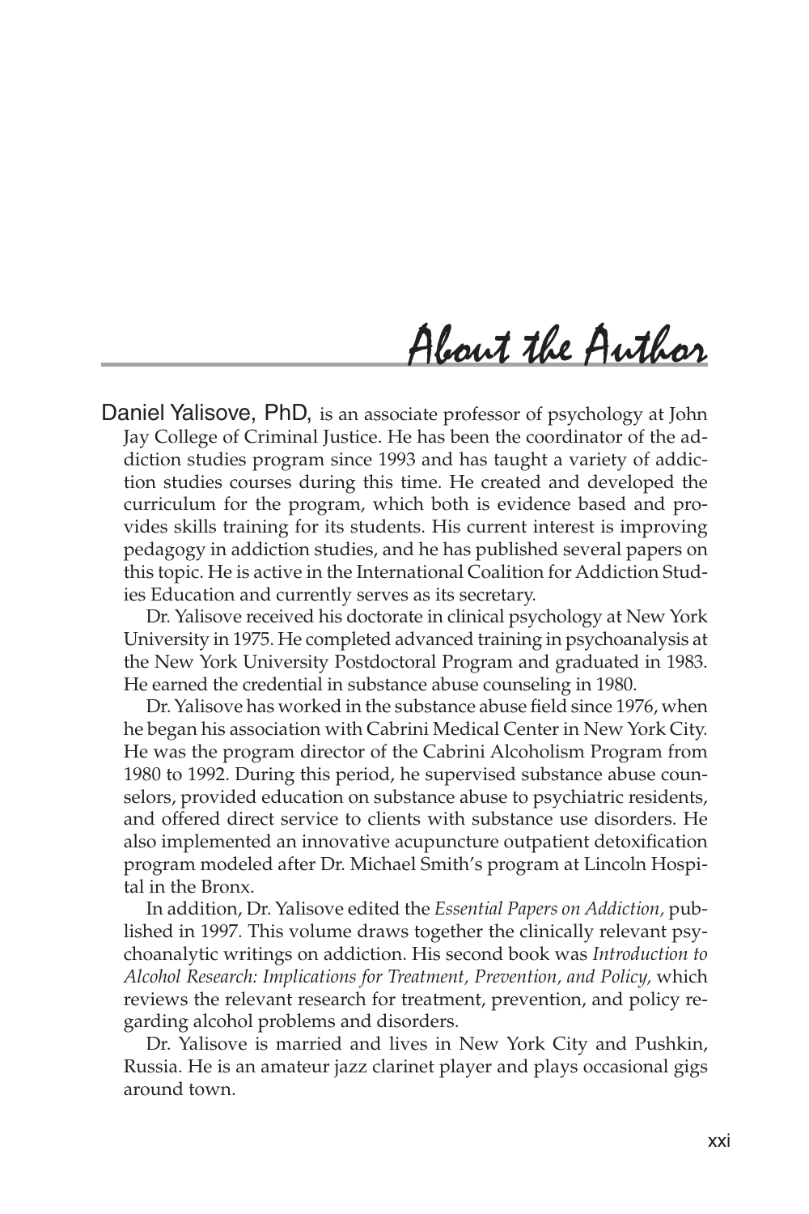# About the Author

**Daniel Yalisove, PhD,** is an associate professor of psychology at John Jay College of Criminal Justice. He has been the coordinator of the addiction studies program since 1993 and has taught a variety of addiction studies courses during this time. He created and developed the curriculum for the program, which both is evidence based and provides skills training for its students. His current interest is improving pedagogy in addiction studies, and he has published several papers on this topic. He is active in the International Coalition for Addiction Studies Education and currently serves as its secretary.

Dr. Yalisove received his doctorate in clinical psychology at New York University in 1975. He completed advanced training in psychoanalysis at the New York University Postdoctoral Program and graduated in 1983. He earned the credential in substance abuse counseling in 1980.

Dr. Yalisove has worked in the substance abuse field since 1976, when he began his association with Cabrini Medical Center in New York City. He was the program director of the Cabrini Alcoholism Program from 1980 to 1992. During this period, he supervised substance abuse counselors, provided education on substance abuse to psychiatric residents, and offered direct service to clients with substance use disorders. He also implemented an innovative acupuncture outpatient detoxification program modeled after Dr. Michael Smith's program at Lincoln Hospital in the Bronx.

In addition, Dr. Yalisove edited the *Essential Papers on Addiction,* published in 1997. This volume draws together the clinically relevant psychoanalytic writings on addiction. His second book was *Introduction to Alcohol Research: Implications for Treatment, Prevention, and Policy,* which reviews the relevant research for treatment, prevention, and policy regarding alcohol problems and disorders.

Dr. Yalisove is married and lives in New York City and Pushkin, Russia. He is an amateur jazz clarinet player and plays occasional gigs around town.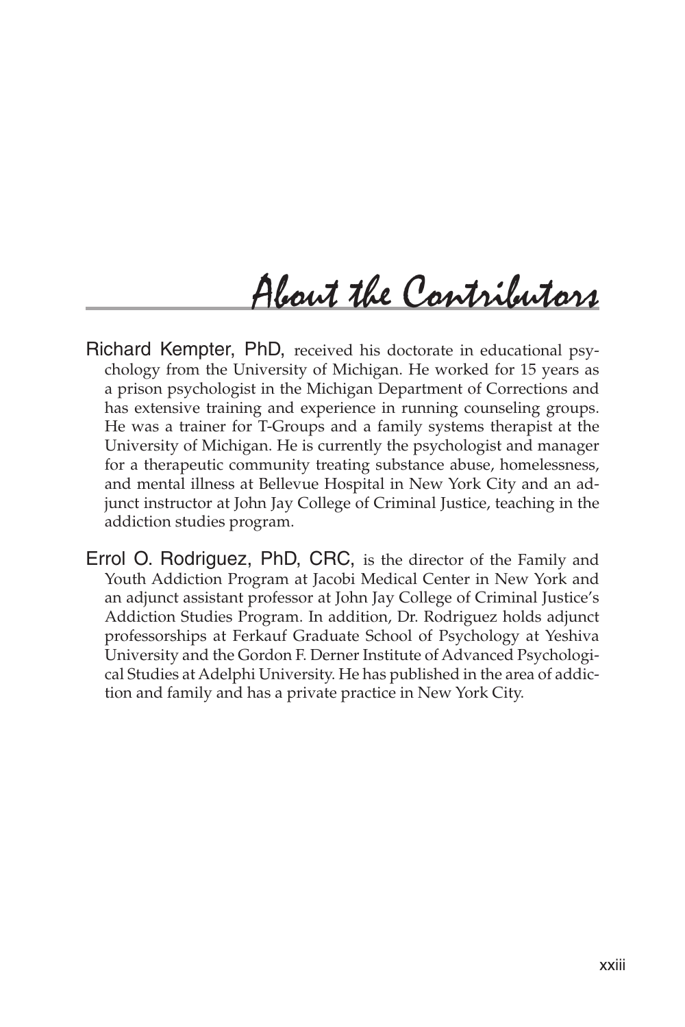# About the Contributors

**Richard Kempter, PhD,** received his doctorate in educational psychology from the University of Michigan. He worked for 15 years as a prison psychologist in the Michigan Department of Corrections and has extensive training and experience in running counseling groups. He was a trainer for T-Groups and a family systems therapist at the University of Michigan. He is currently the psychologist and manager for a therapeutic community treating substance abuse, homelessness, and mental illness at Bellevue Hospital in New York City and an adjunct instructor at John Jay College of Criminal Justice, teaching in the addiction studies program.

**Errol O. Rodriguez, PhD, CRC,** is the director of the Family and Youth Addiction Program at Jacobi Medical Center in New York and an adjunct assistant professor at John Jay College of Criminal Justice's Addiction Studies Program. In addition, Dr. Rodriguez holds adjunct professorships at Ferkauf Graduate School of Psychology at Yeshiva University and the Gordon F. Derner Institute of Advanced Psychological Studies at Adelphi University. He has published in the area of addiction and family and has a private practice in New York City.